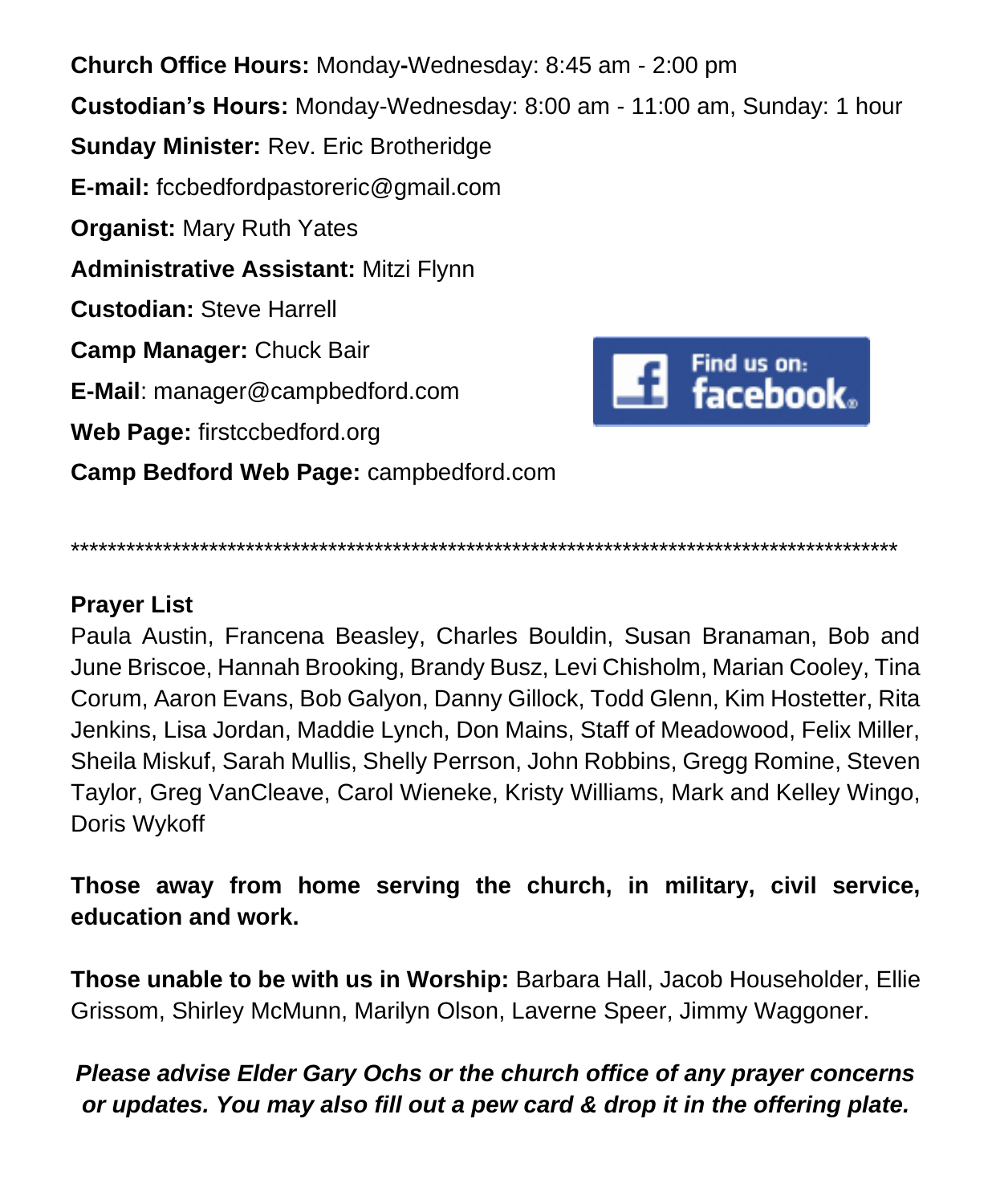**Church Office Hours:** Monday-Wednesday: 8:45 am - 2:00 pm

**Custodian's Hours:** Monday-Wednesday: 8:00 am - 11:00 am, Sunday: 1 hour

**Sunday Minister:** Rev. Eric Brotheridge

**E-mail:** fccbedfordpastoreric@gmail.com

**Organist:** Mary Ruth Yates

**Administrative Assistant:** Mitzi Flynn

**Custodian:** Steve Harrell

**Camp Manager:** Chuck Bair

**E-Mail**: manager@campbedford.com

**Web Page:** firstccbedford.org

**Camp Bedford Web Page:** campbedford.com

Find us on: facebook

*******************************************************************************************

**Prayer List**

Paula Austin, Francena Beasley, Charles Bouldin, Susan Branaman, Bob and June Briscoe, Hannah Brooking, Brandy Busz, Levi Chisholm, Marian Cooley, Tina Corum, Aaron Evans, Bob Galyon, Danny Gillock, Todd Glenn, Kim Hostetter, Rita Jenkins, Lisa Jordan, Maddie Lynch, Don Mains, Staff of Meadowood, Felix Miller, Sheila Miskuf, Sarah Mullis, Shelly Perrson, John Robbins, Gregg Romine, Steven Taylor, Greg VanCleave, Carol Wieneke, Kristy Williams, Mark and Kelley Wingo, Doris Wykoff

**Those away from home serving the church, in military, civil service, education and work.**

**Those unable to be with us in Worship:** Barbara Hall, Jacob Householder, Ellie Grissom, Shirley McMunn, Marilyn Olson, Laverne Speer, Jimmy Waggoner.

***Please advise Elder Gary Ochs or the church office of any prayer concerns or updates. You may also fill out a pew card & drop it in the offering plate.***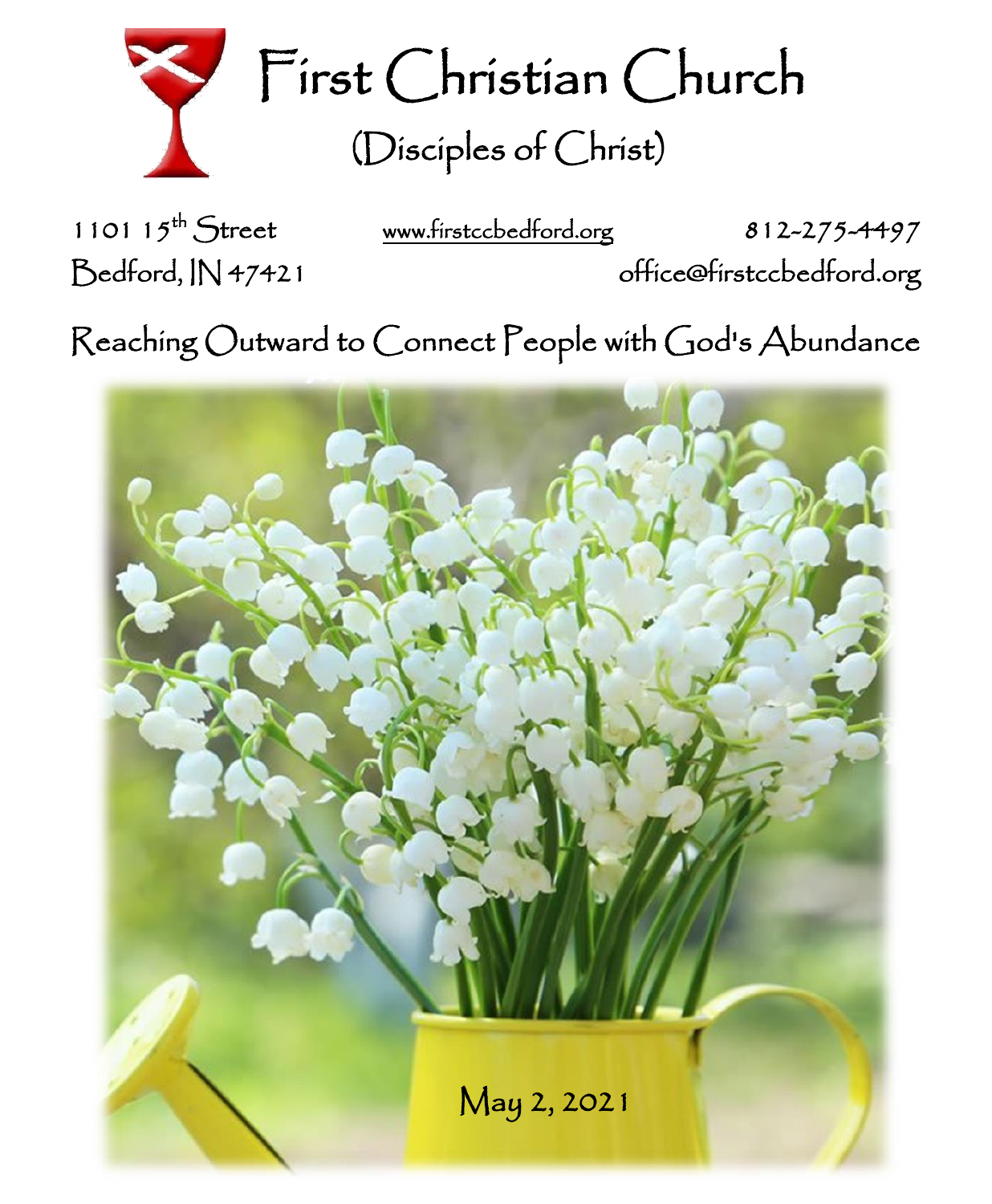# First Christian Church

## (Disciples of Christ)

1101 15th Street
Bedford, IN 47421

www.firstccbedford.org

812-275-4497
office@firstccbedford.org

Reaching Outward to Connect People with God's Abundance

May 2, 2021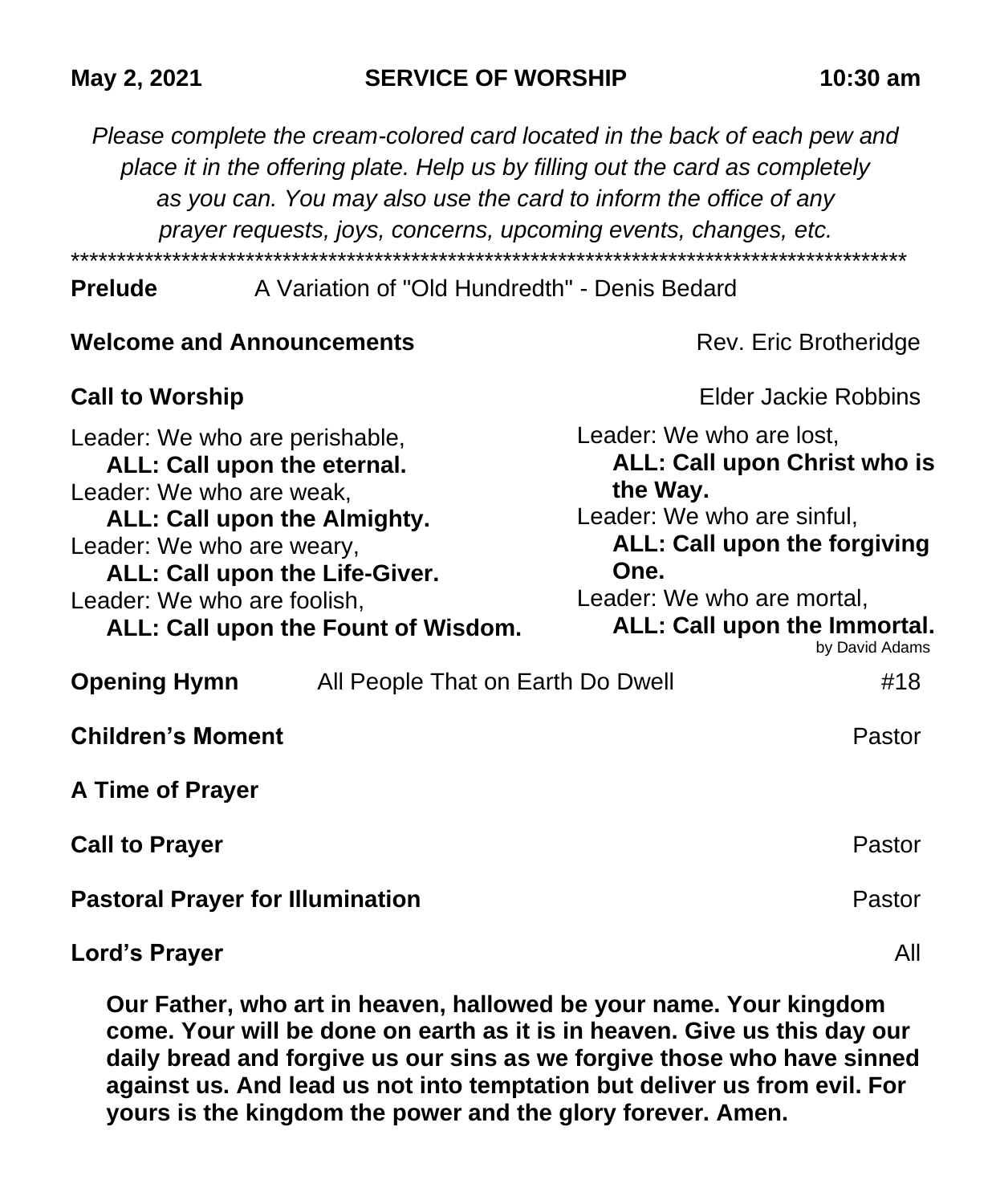**May 2, 2021** **SERVICE OF WORSHIP** **10:30 am**

*Please complete the cream-colored card located in the back of each pew and place it in the offering plate. Help us by filling out the card as completely as you can. You may also use the card to inform the office of any prayer requests, joys, concerns, upcoming events, changes, etc.*

******************************************************************************************

**Prelude** A Variation of "Old Hundredth" - Denis Bedard

**Welcome and Announcements** Rev. Eric Brotheridge

**Call to Worship** Elder Jackie Robbins

Leader: We who are perishable,
**ALL: Call upon the eternal.**
Leader: We who are weak,
**ALL: Call upon the Almighty.**
Leader: We who are weary,
**ALL: Call upon the Life-Giver.**
Leader: We who are foolish,
**ALL: Call upon the Fount of Wisdom.**
Leader: We who are lost,
**ALL: Call upon Christ who is the Way.**
Leader: We who are sinful,
**ALL: Call upon the forgiving One.**
Leader: We who are mortal,
**ALL: Call upon the Immortal.**

by David Adams

**Opening Hymn** All People That on Earth Do Dwell #18

**Children's Moment** Pastor

**A Time of Prayer**

**Call to Prayer** Pastor

**Pastoral Prayer for Illumination** Pastor

**Lord's Prayer** All

**Our Father, who art in heaven, hallowed be your name. Your kingdom come. Your will be done on earth as it is in heaven. Give us this day our daily bread and forgive us our sins as we forgive those who have sinned against us. And lead us not into temptation but deliver us from evil. For yours is the kingdom the power and the glory forever. Amen.**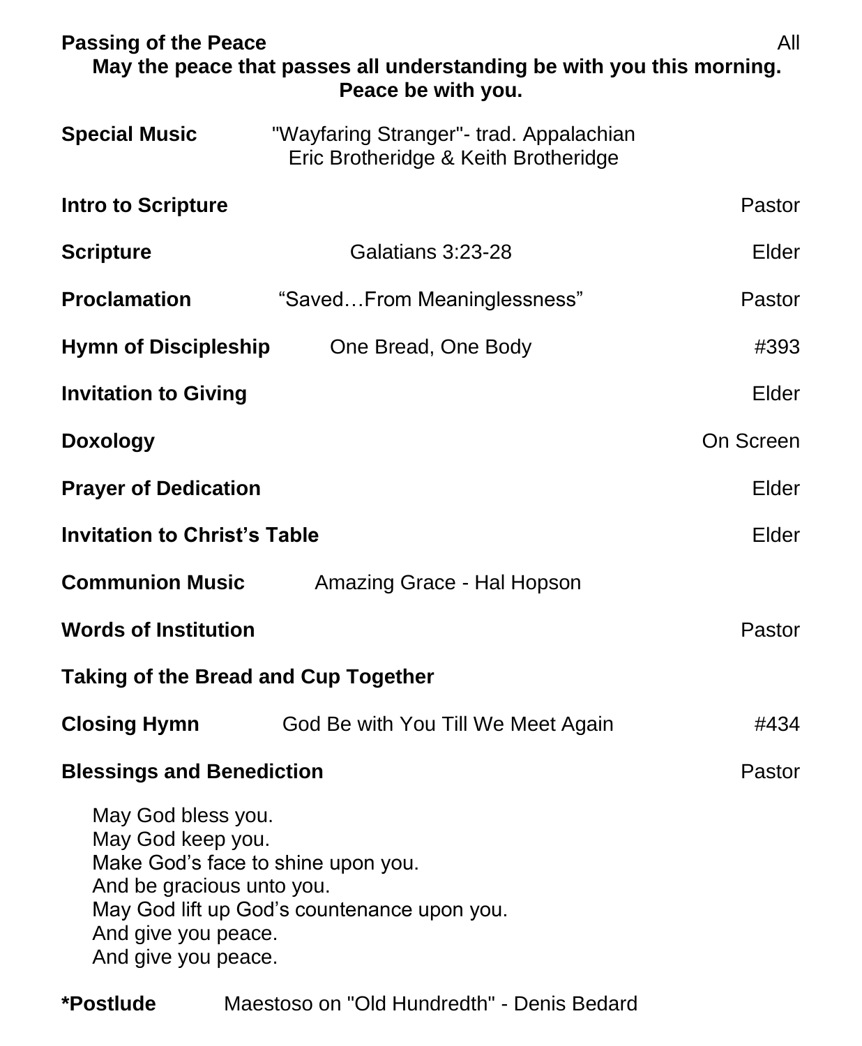**Passing of the Peace** All

**May the peace that passes all understanding be with you this morning.**
**Peace be with you.**

**Special Music** "Wayfaring Stranger"- trad. Appalachian
Eric Brotheridge & Keith Brotheridge

**Intro to Scripture** Pastor

**Scripture** Galatians 3:23-28 Elder

**Proclamation** "Saved…From Meaninglessness" Pastor

**Hymn of Discipleship** One Bread, One Body #393

**Invitation to Giving** Elder

**Doxology** On Screen

**Prayer of Dedication** Elder

**Invitation to Christ's Table** Elder

**Communion Music** Amazing Grace - Hal Hopson

**Words of Institution** Pastor

**Taking of the Bread and Cup Together**

**Closing Hymn** God Be with You Till We Meet Again #434

**Blessings and Benediction** Pastor

May God bless you.
May God keep you.
Make God's face to shine upon you.
And be gracious unto you.
May God lift up God's countenance upon you.
And give you peace.
And give you peace.

**\*Postlude** Maestoso on "Old Hundredth" - Denis Bedard